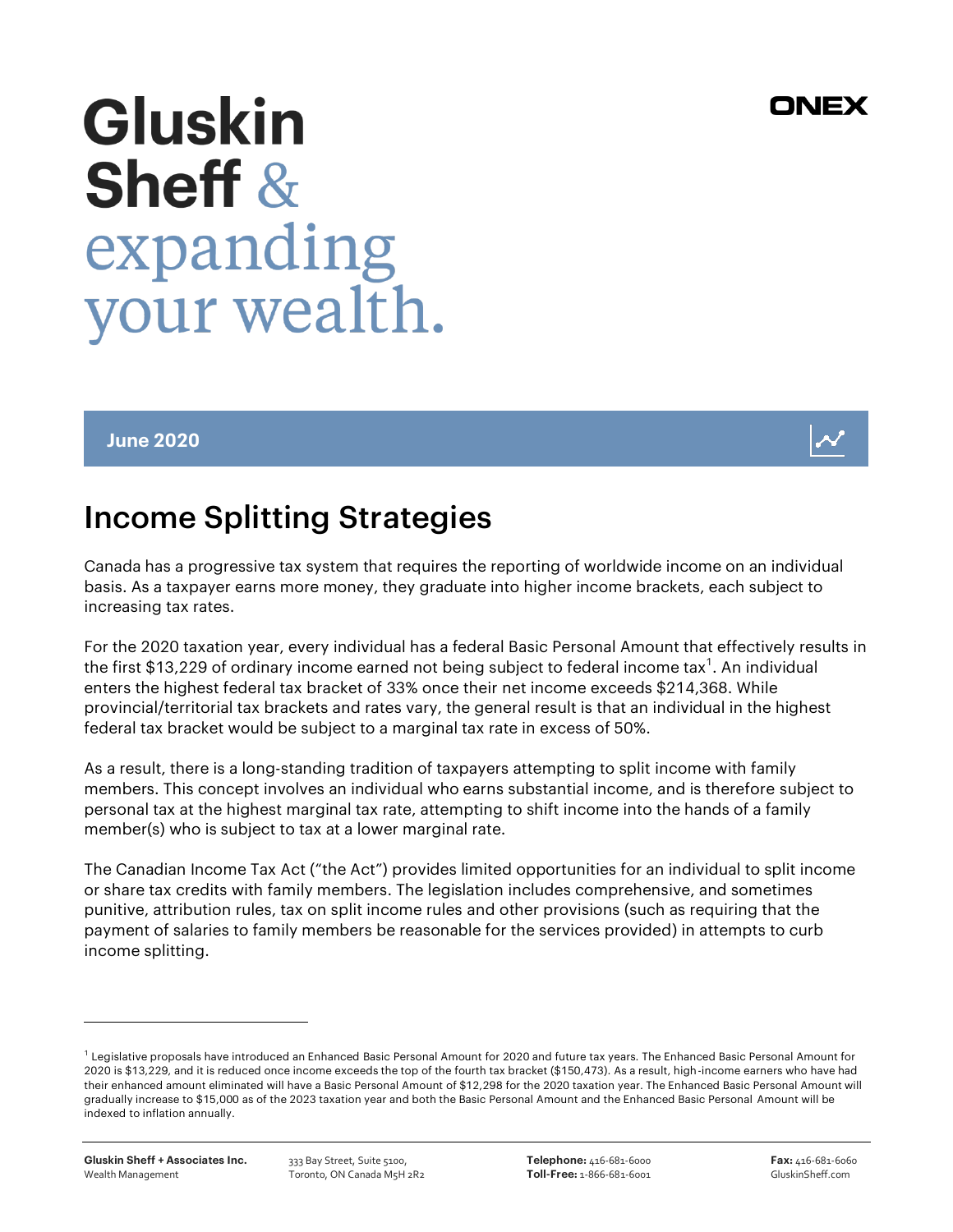# Gluskin Sheff & expanding your wealth.

ONEX

**June 2020**

## Income Splitting Strategies

Canada has a progressive tax system that requires the reporting of worldwide income on an individual basis. As a taxpayer earns more money, they graduate into higher income brackets, each subject to increasing tax rates.

For the 2020 taxation year, every individual has a federal Basic Personal Amount that effectively results in the first $13,229 of ordinary income earned not being subject to federal income tax[1]. An individual enters the highest federal tax bracket of 33% once their net income exceeds $214,368. While provincial/territorial tax brackets and rates vary, the general result is that an individual in the highest federal tax bracket would be subject to a marginal tax rate in excess of 50%.

As a result, there is a long-standing tradition of taxpayers attempting to split income with family members. This concept involves an individual who earns substantial income, and is therefore subject to personal tax at the highest marginal tax rate, attempting to shift income into the hands of a family member(s) who is subject to tax at a lower marginal rate.

The Canadian Income Tax Act ("the Act") provides limited opportunities for an individual to split income or share tax credits with family members. The legislation includes comprehensive, and sometimes punitive, attribution rules, tax on split income rules and other provisions (such as requiring that the payment of salaries to family members be reasonable for the services provided) in attempts to curb income splitting.

---

[1] Legislative proposals have introduced an Enhanced Basic Personal Amount for 2020 and future tax years. The Enhanced Basic Personal Amount for 2020 is $13,229, and it is reduced once income exceeds the top of the fourth tax bracket ($150,473). As a result, high-income earners who have had their enhanced amount eliminated will have a Basic Personal Amount of $12,298 for the 2020 taxation year. The Enhanced Basic Personal Amount will gradually increase to $15,000 as of the 2023 taxation year and both the Basic Personal Amount and the Enhanced Basic Personal Amount will be indexed to inflation annually.

**Gluskin Sheff + Associates Inc.**
Wealth Management

333 Bay Street, Suite 5100,
Toronto, ON Canada M5H 2R2

**Telephone:** 416-681-6000
**Toll-Free:** 1-866-681-6001

**Fax:** 416-681-6060
GluskinSheff.com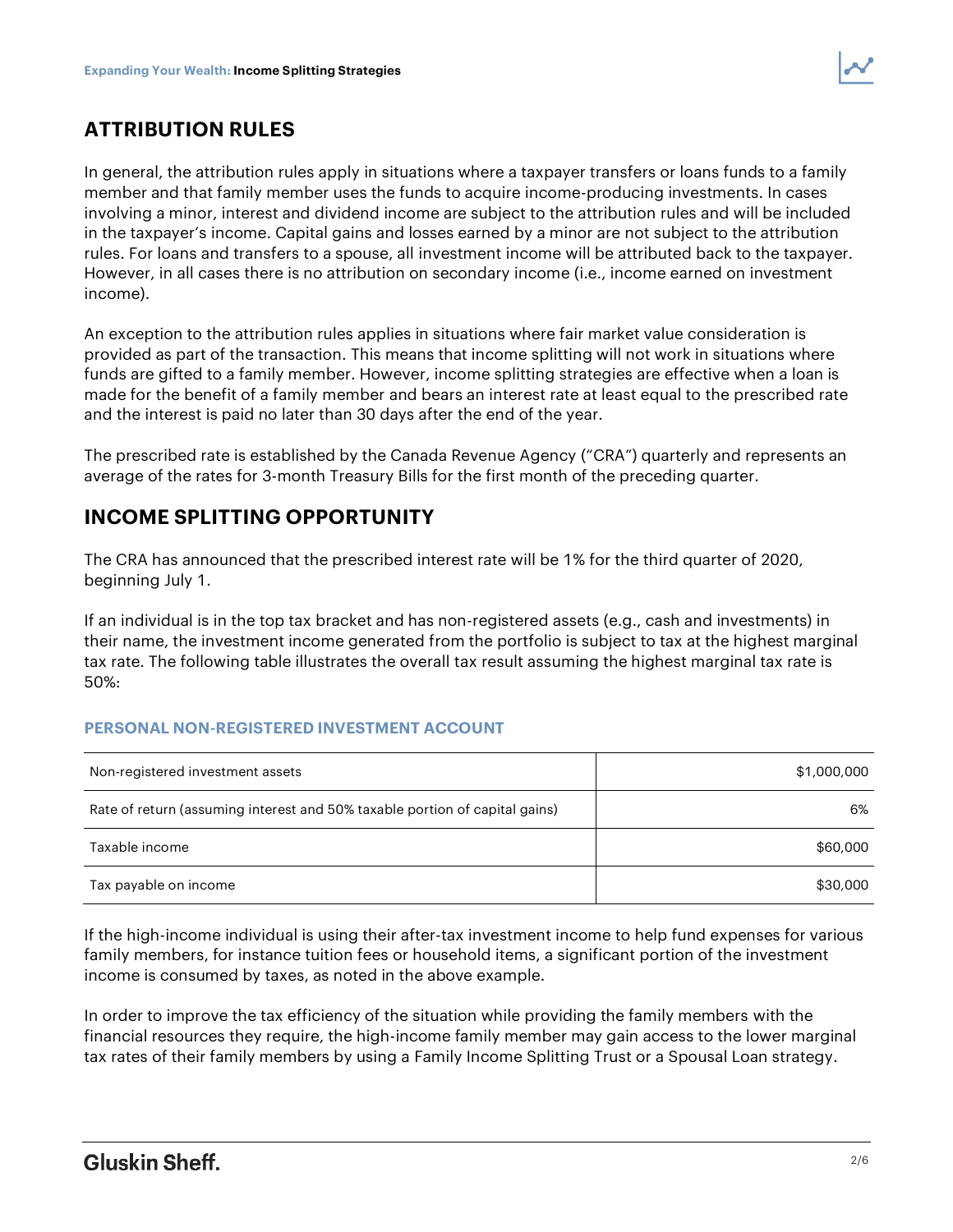## ATTRIBUTION RULES

In general, the attribution rules apply in situations where a taxpayer transfers or loans funds to a family member and that family member uses the funds to acquire income-producing investments. In cases involving a minor, interest and dividend income are subject to the attribution rules and will be included in the taxpayer's income. Capital gains and losses earned by a minor are not subject to the attribution rules. For loans and transfers to a spouse, all investment income will be attributed back to the taxpayer. However, in all cases there is no attribution on secondary income (i.e., income earned on investment income).

An exception to the attribution rules applies in situations where fair market value consideration is provided as part of the transaction. This means that income splitting will not work in situations where funds are gifted to a family member. However, income splitting strategies are effective when a loan is made for the benefit of a family member and bears an interest rate at least equal to the prescribed rate and the interest is paid no later than 30 days after the end of the year.

The prescribed rate is established by the Canada Revenue Agency ("CRA") quarterly and represents an average of the rates for 3-month Treasury Bills for the first month of the preceding quarter.

## INCOME SPLITTING OPPORTUNITY

The CRA has announced that the prescribed interest rate will be 1% for the third quarter of 2020, beginning July 1.

If an individual is in the top tax bracket and has non-registered assets (e.g., cash and investments) in their name, the investment income generated from the portfolio is subject to tax at the highest marginal tax rate. The following table illustrates the overall tax result assuming the highest marginal tax rate is 50%:

### PERSONAL NON-REGISTERED INVESTMENT ACCOUNT

| | |
|---|---:|
| Non-registered investment assets | $1,000,000 |
| Rate of return (assuming interest and 50% taxable portion of capital gains) | 6% |
| Taxable income | $60,000 |
| Tax payable on income | $30,000 |

If the high-income individual is using their after-tax investment income to help fund expenses for various family members, for instance tuition fees or household items, a significant portion of the investment income is consumed by taxes, as noted in the above example.

In order to improve the tax efficiency of the situation while providing the family members with the financial resources they require, the high-income family member may gain access to the lower marginal tax rates of their family members by using a Family Income Splitting Trust or a Spousal Loan strategy.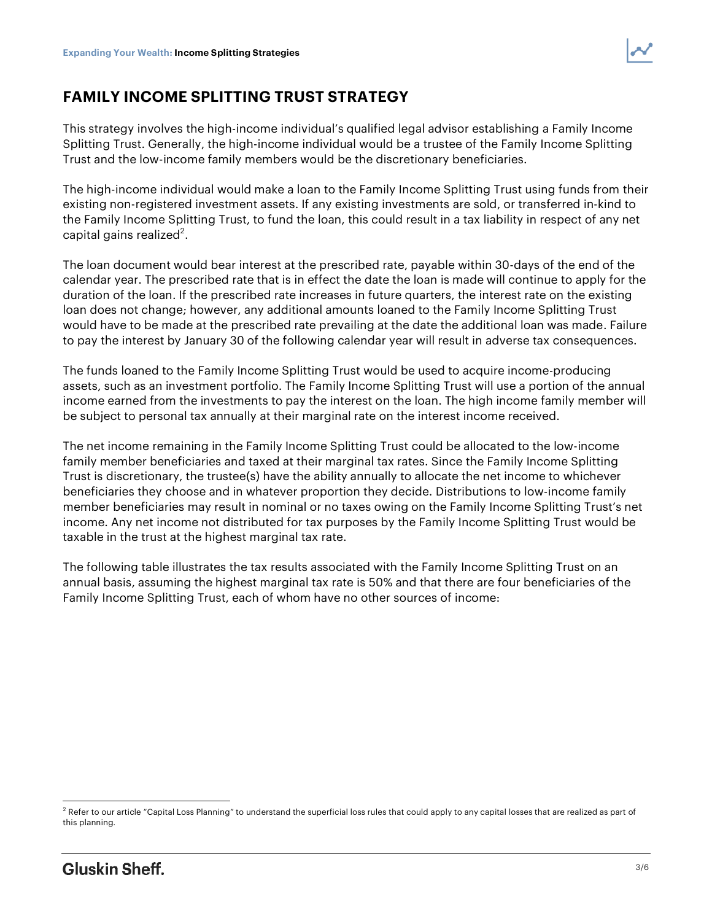## FAMILY INCOME SPLITTING TRUST STRATEGY

This strategy involves the high-income individual's qualified legal advisor establishing a Family Income Splitting Trust. Generally, the high-income individual would be a trustee of the Family Income Splitting Trust and the low-income family members would be the discretionary beneficiaries.

The high-income individual would make a loan to the Family Income Splitting Trust using funds from their existing non-registered investment assets. If any existing investments are sold, or transferred in-kind to the Family Income Splitting Trust, to fund the loan, this could result in a tax liability in respect of any net capital gains realized[2].

The loan document would bear interest at the prescribed rate, payable within 30-days of the end of the calendar year. The prescribed rate that is in effect the date the loan is made will continue to apply for the duration of the loan. If the prescribed rate increases in future quarters, the interest rate on the existing loan does not change; however, any additional amounts loaned to the Family Income Splitting Trust would have to be made at the prescribed rate prevailing at the date the additional loan was made. Failure to pay the interest by January 30 of the following calendar year will result in adverse tax consequences.

The funds loaned to the Family Income Splitting Trust would be used to acquire income-producing assets, such as an investment portfolio. The Family Income Splitting Trust will use a portion of the annual income earned from the investments to pay the interest on the loan. The high income family member will be subject to personal tax annually at their marginal rate on the interest income received.

The net income remaining in the Family Income Splitting Trust could be allocated to the low-income family member beneficiaries and taxed at their marginal tax rates. Since the Family Income Splitting Trust is discretionary, the trustee(s) have the ability annually to allocate the net income to whichever beneficiaries they choose and in whatever proportion they decide. Distributions to low-income family member beneficiaries may result in nominal or no taxes owing on the Family Income Splitting Trust's net income. Any net income not distributed for tax purposes by the Family Income Splitting Trust would be taxable in the trust at the highest marginal tax rate.

The following table illustrates the tax results associated with the Family Income Splitting Trust on an annual basis, assuming the highest marginal tax rate is 50% and that there are four beneficiaries of the Family Income Splitting Trust, each of whom have no other sources of income:

[2] Refer to our article "Capital Loss Planning" to understand the superficial loss rules that could apply to any capital losses that are realized as part of this planning.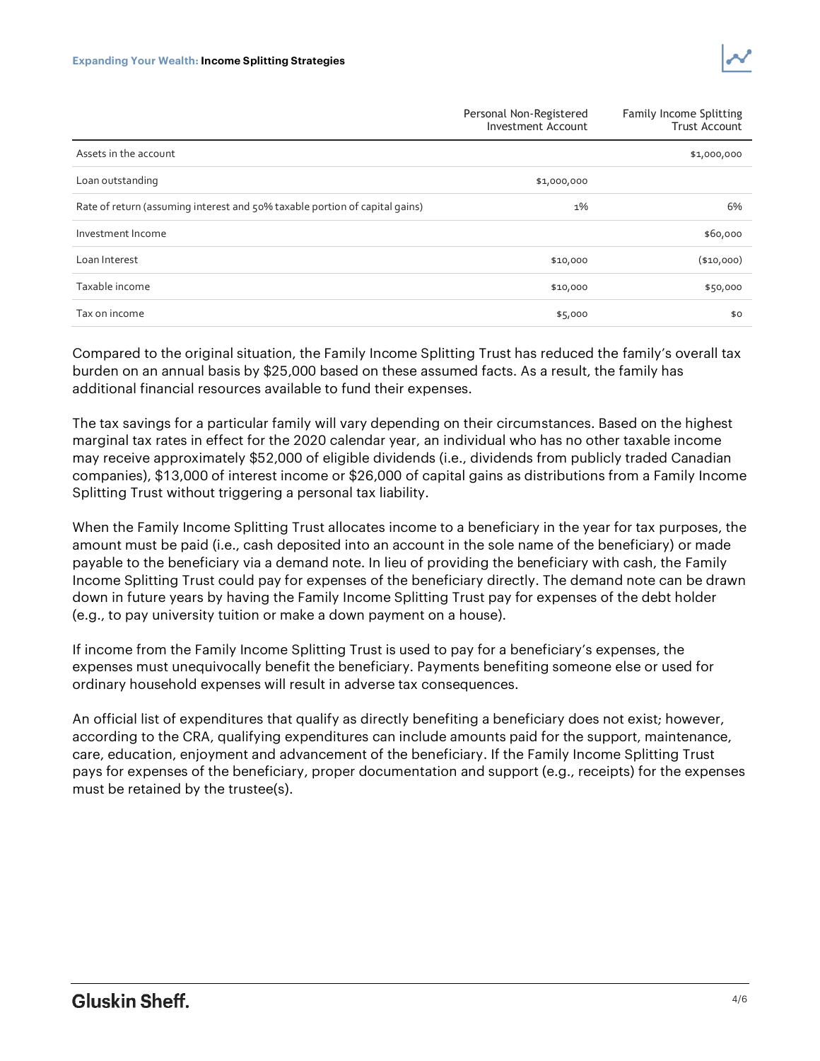| | Personal Non-Registered Investment Account | Family Income Splitting Trust Account |
|---|---|---|
| Assets in the account | | $1,000,000 |
| Loan outstanding | $1,000,000 | |
| Rate of return (assuming interest and 50% taxable portion of capital gains) | 1% | 6% |
| Investment Income | | $60,000 |
| Loan Interest | $10,000 | ($10,000) |
| Taxable income | $10,000 | $50,000 |
| Tax on income | $5,000 | $0 |

Compared to the original situation, the Family Income Splitting Trust has reduced the family's overall tax burden on an annual basis by $25,000 based on these assumed facts. As a result, the family has additional financial resources available to fund their expenses.

The tax savings for a particular family will vary depending on their circumstances. Based on the highest marginal tax rates in effect for the 2020 calendar year, an individual who has no other taxable income may receive approximately $52,000 of eligible dividends (i.e., dividends from publicly traded Canadian companies), $13,000 of interest income or $26,000 of capital gains as distributions from a Family Income Splitting Trust without triggering a personal tax liability.

When the Family Income Splitting Trust allocates income to a beneficiary in the year for tax purposes, the amount must be paid (i.e., cash deposited into an account in the sole name of the beneficiary) or made payable to the beneficiary via a demand note. In lieu of providing the beneficiary with cash, the Family Income Splitting Trust could pay for expenses of the beneficiary directly. The demand note can be drawn down in future years by having the Family Income Splitting Trust pay for expenses of the debt holder (e.g., to pay university tuition or make a down payment on a house).

If income from the Family Income Splitting Trust is used to pay for a beneficiary's expenses, the expenses must unequivocally benefit the beneficiary. Payments benefiting someone else or used for ordinary household expenses will result in adverse tax consequences.

An official list of expenditures that qualify as directly benefiting a beneficiary does not exist; however, according to the CRA, qualifying expenditures can include amounts paid for the support, maintenance, care, education, enjoyment and advancement of the beneficiary. If the Family Income Splitting Trust pays for expenses of the beneficiary, proper documentation and support (e.g., receipts) for the expenses must be retained by the trustee(s).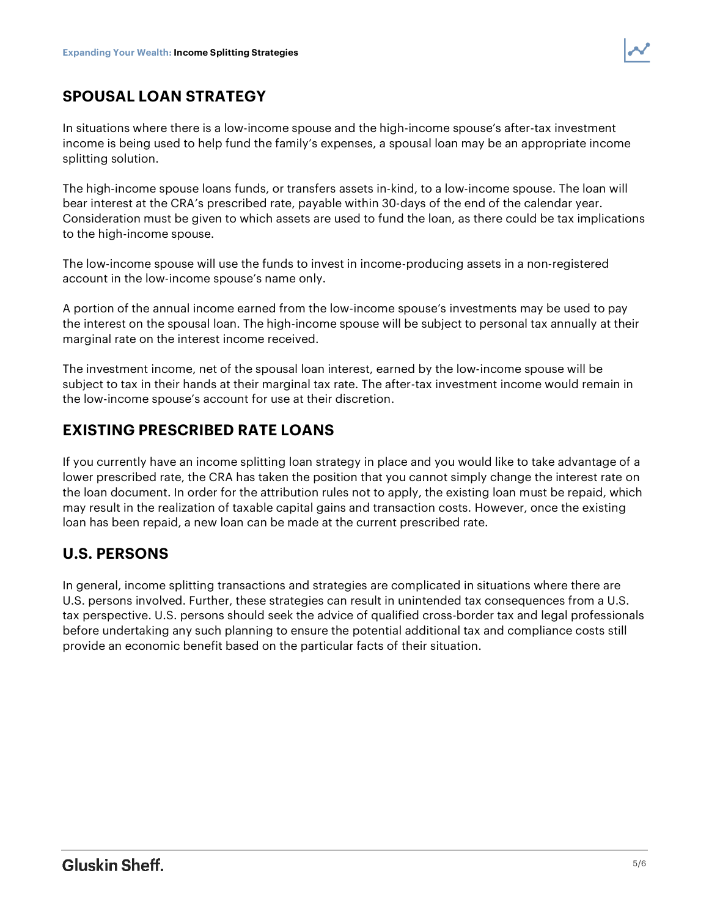## SPOUSAL LOAN STRATEGY

In situations where there is a low-income spouse and the high-income spouse's after-tax investment income is being used to help fund the family's expenses, a spousal loan may be an appropriate income splitting solution.

The high-income spouse loans funds, or transfers assets in-kind, to a low-income spouse. The loan will bear interest at the CRA's prescribed rate, payable within 30-days of the end of the calendar year. Consideration must be given to which assets are used to fund the loan, as there could be tax implications to the high-income spouse.

The low-income spouse will use the funds to invest in income-producing assets in a non-registered account in the low-income spouse's name only.

A portion of the annual income earned from the low-income spouse's investments may be used to pay the interest on the spousal loan. The high-income spouse will be subject to personal tax annually at their marginal rate on the interest income received.

The investment income, net of the spousal loan interest, earned by the low-income spouse will be subject to tax in their hands at their marginal tax rate. The after-tax investment income would remain in the low-income spouse's account for use at their discretion.

## EXISTING PRESCRIBED RATE LOANS

If you currently have an income splitting loan strategy in place and you would like to take advantage of a lower prescribed rate, the CRA has taken the position that you cannot simply change the interest rate on the loan document. In order for the attribution rules not to apply, the existing loan must be repaid, which may result in the realization of taxable capital gains and transaction costs. However, once the existing loan has been repaid, a new loan can be made at the current prescribed rate.

## U.S. PERSONS

In general, income splitting transactions and strategies are complicated in situations where there are U.S. persons involved. Further, these strategies can result in unintended tax consequences from a U.S. tax perspective. U.S. persons should seek the advice of qualified cross-border tax and legal professionals before undertaking any such planning to ensure the potential additional tax and compliance costs still provide an economic benefit based on the particular facts of their situation.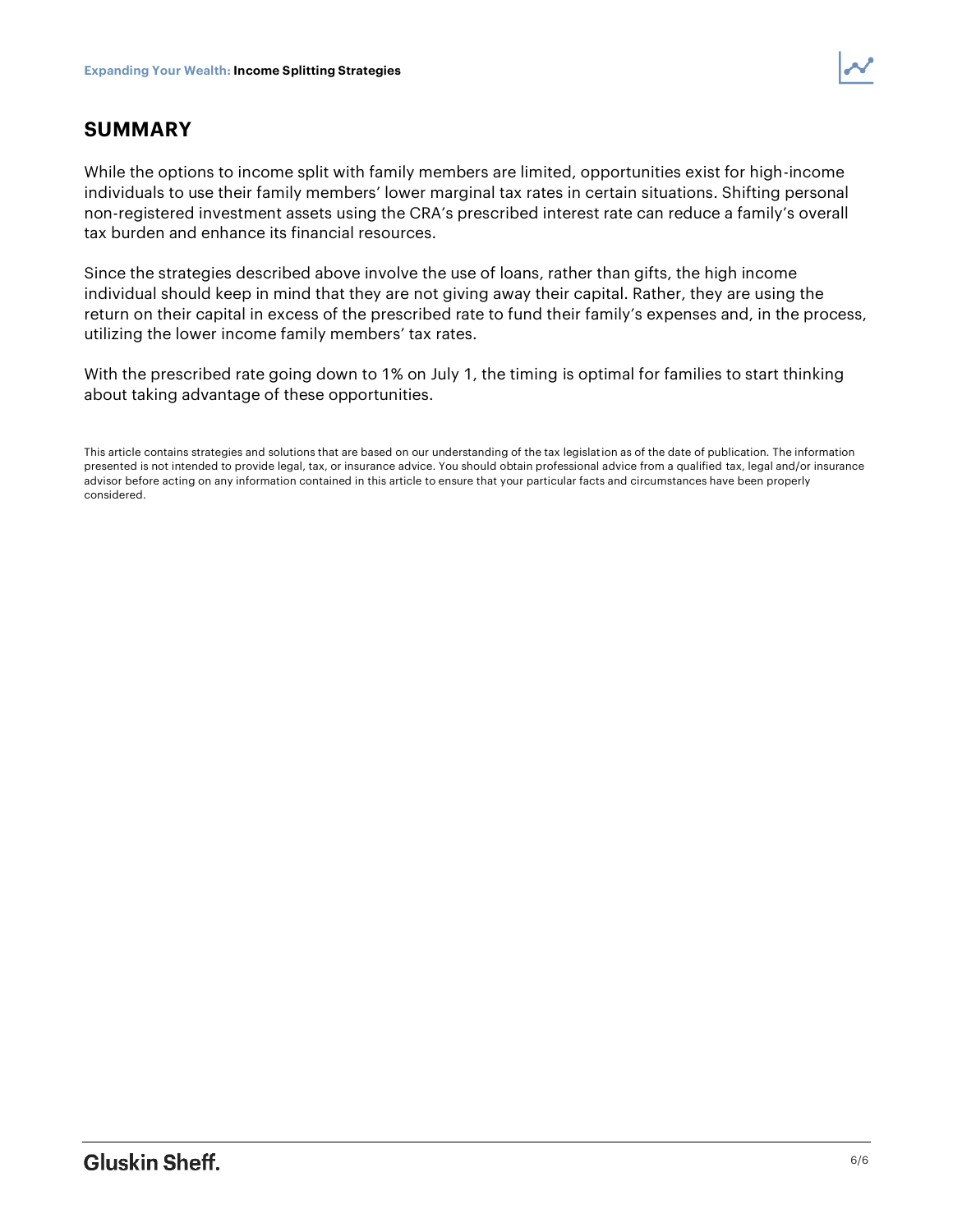## SUMMARY

While the options to income split with family members are limited, opportunities exist for high-income individuals to use their family members' lower marginal tax rates in certain situations. Shifting personal non-registered investment assets using the CRA's prescribed interest rate can reduce a family's overall tax burden and enhance its financial resources.

Since the strategies described above involve the use of loans, rather than gifts, the high income individual should keep in mind that they are not giving away their capital. Rather, they are using the return on their capital in excess of the prescribed rate to fund their family's expenses and, in the process, utilizing the lower income family members' tax rates.

With the prescribed rate going down to 1% on July 1, the timing is optimal for families to start thinking about taking advantage of these opportunities.

This article contains strategies and solutions that are based on our understanding of the tax legislation as of the date of publication. The information presented is not intended to provide legal, tax, or insurance advice. You should obtain professional advice from a qualified tax, legal and/or insurance advisor before acting on any information contained in this article to ensure that your particular facts and circumstances have been properly considered.